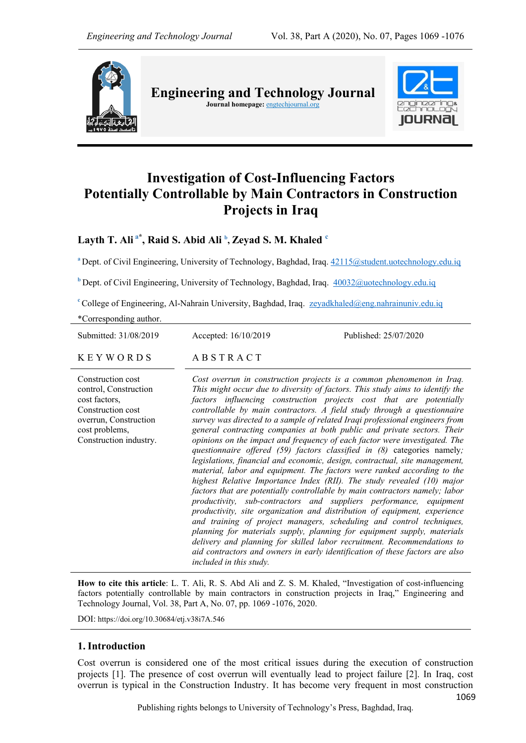# Investigation of Cost-Influencing Factors Potentially Controllable by Main Contractors in Construction Projects in Iraq

**Layth T. Ali** [a*], **Raid S. Abid Ali** [b], **Zeyad S. M. Khaled** [c]

[a] Dept. of Civil Engineering, University of Technology, Baghdad, Iraq. 42115@student.uotechnology.edu.iq

[b] Dept. of Civil Engineering, University of Technology, Baghdad, Iraq. 40032@uotechnology.edu.iq

[c] College of Engineering, Al-Nahrain University, Baghdad, Iraq. zeyadkhaled@eng.nahrainuniv.edu.iq

*Corresponding author.

Submitted: 31/08/2019 Accepted: 16/10/2019 Published: 25/07/2020

**KEYWORDS**

Construction cost control, Construction cost factors, Construction cost overrun, Construction cost problems, Construction industry.

**ABSTRACT**

*Cost overrun in construction projects is a common phenomenon in Iraq. This might occur due to diversity of factors. This study aims to identify the factors influencing construction projects cost that are potentially controllable by main contractors. A field study through a questionnaire survey was directed to a sample of related Iraqi professional engineers from general contracting companies at both public and private sectors. Their opinions on the impact and frequency of each factor were investigated. The questionnaire offered (59) factors classified in (8)* categories namely*; legislations, financial and economic, design, contractual, site management, material, labor and equipment. The factors were ranked according to the highest Relative Importance Index (RII). The study revealed (10) major factors that are potentially controllable by main contractors namely; labor productivity, sub-contractors and suppliers performance, equipment productivity, site organization and distribution of equipment, experience and training of project managers, scheduling and control techniques, planning for materials supply, planning for equipment supply, materials delivery and planning for skilled labor recruitment. Recommendations to aid contractors and owners in early identification of these factors are also included in this study.*

**How to cite this article**: L. T. Ali, R. S. Abd Ali and Z. S. M. Khaled, "Investigation of cost-influencing factors potentially controllable by main contractors in construction projects in Iraq," Engineering and Technology Journal, Vol. 38, Part A, No. 07, pp. 1069 -1076, 2020.

DOI: https://doi.org/10.30684/etj.v38i7A.546

## 1. Introduction

Cost overrun is considered one of the most critical issues during the execution of construction projects [1]. The presence of cost overrun will eventually lead to project failure [2]. In Iraq, cost overrun is typical in the Construction Industry. It has become very frequent in most construction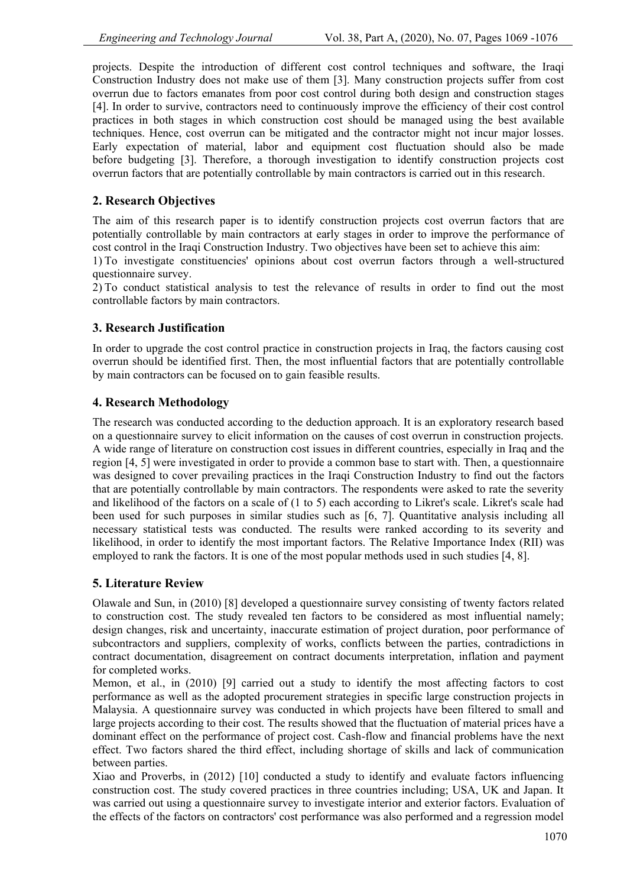projects. Despite the introduction of different cost control techniques and software, the Iraqi Construction Industry does not make use of them [3]. Many construction projects suffer from cost overrun due to factors emanates from poor cost control during both design and construction stages [4]. In order to survive, contractors need to continuously improve the efficiency of their cost control practices in both stages in which construction cost should be managed using the best available techniques. Hence, cost overrun can be mitigated and the contractor might not incur major losses. Early expectation of material, labor and equipment cost fluctuation should also be made before budgeting [3]. Therefore, a thorough investigation to identify construction projects cost overrun factors that are potentially controllable by main contractors is carried out in this research.

## 2. Research Objectives

The aim of this research paper is to identify construction projects cost overrun factors that are potentially controllable by main contractors at early stages in order to improve the performance of cost control in the Iraqi Construction Industry. Two objectives have been set to achieve this aim:

1) To investigate constituencies' opinions about cost overrun factors through a well-structured questionnaire survey.

2) To conduct statistical analysis to test the relevance of results in order to find out the most controllable factors by main contractors.

## 3. Research Justification

In order to upgrade the cost control practice in construction projects in Iraq, the factors causing cost overrun should be identified first. Then, the most influential factors that are potentially controllable by main contractors can be focused on to gain feasible results.

## 4. Research Methodology

The research was conducted according to the deduction approach. It is an exploratory research based on a questionnaire survey to elicit information on the causes of cost overrun in construction projects. A wide range of literature on construction cost issues in different countries, especially in Iraq and the region [4, 5] were investigated in order to provide a common base to start with. Then, a questionnaire was designed to cover prevailing practices in the Iraqi Construction Industry to find out the factors that are potentially controllable by main contractors. The respondents were asked to rate the severity and likelihood of the factors on a scale of (1 to 5) each according to Likret's scale. Likret's scale had been used for such purposes in similar studies such as [6, 7]. Quantitative analysis including all necessary statistical tests was conducted. The results were ranked according to its severity and likelihood, in order to identify the most important factors. The Relative Importance Index (RII) was employed to rank the factors. It is one of the most popular methods used in such studies [4, 8].

## 5. Literature Review

Olawale and Sun, in (2010) [8] developed a questionnaire survey consisting of twenty factors related to construction cost. The study revealed ten factors to be considered as most influential namely; design changes, risk and uncertainty, inaccurate estimation of project duration, poor performance of subcontractors and suppliers, complexity of works, conflicts between the parties, contradictions in contract documentation, disagreement on contract documents interpretation, inflation and payment for completed works.

Memon, et al., in (2010) [9] carried out a study to identify the most affecting factors to cost performance as well as the adopted procurement strategies in specific large construction projects in Malaysia. A questionnaire survey was conducted in which projects have been filtered to small and large projects according to their cost. The results showed that the fluctuation of material prices have a dominant effect on the performance of project cost. Cash-flow and financial problems have the next effect. Two factors shared the third effect, including shortage of skills and lack of communication between parties.

Xiao and Proverbs, in (2012) [10] conducted a study to identify and evaluate factors influencing construction cost. The study covered practices in three countries including; USA, UK and Japan. It was carried out using a questionnaire survey to investigate interior and exterior factors. Evaluation of the effects of the factors on contractors' cost performance was also performed and a regression model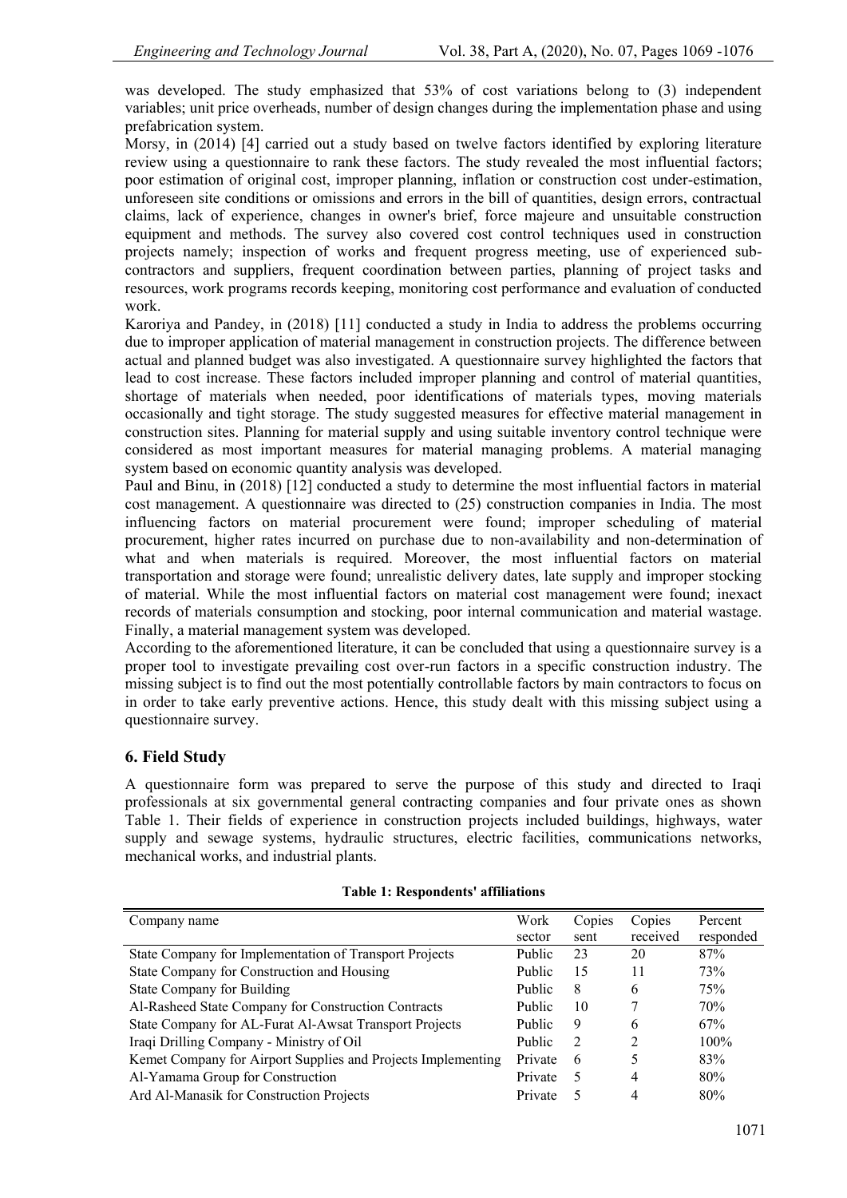was developed. The study emphasized that 53% of cost variations belong to (3) independent variables; unit price overheads, number of design changes during the implementation phase and using prefabrication system.

Morsy, in (2014) [4] carried out a study based on twelve factors identified by exploring literature review using a questionnaire to rank these factors. The study revealed the most influential factors; poor estimation of original cost, improper planning, inflation or construction cost under-estimation, unforeseen site conditions or omissions and errors in the bill of quantities, design errors, contractual claims, lack of experience, changes in owner's brief, force majeure and unsuitable construction equipment and methods. The survey also covered cost control techniques used in construction projects namely; inspection of works and frequent progress meeting, use of experienced sub-contractors and suppliers, frequent coordination between parties, planning of project tasks and resources, work programs records keeping, monitoring cost performance and evaluation of conducted work.

Karoriya and Pandey, in (2018) [11] conducted a study in India to address the problems occurring due to improper application of material management in construction projects. The difference between actual and planned budget was also investigated. A questionnaire survey highlighted the factors that lead to cost increase. These factors included improper planning and control of material quantities, shortage of materials when needed, poor identifications of materials types, moving materials occasionally and tight storage. The study suggested measures for effective material management in construction sites. Planning for material supply and using suitable inventory control technique were considered as most important measures for material managing problems. A material managing system based on economic quantity analysis was developed.

Paul and Binu, in (2018) [12] conducted a study to determine the most influential factors in material cost management. A questionnaire was directed to (25) construction companies in India. The most influencing factors on material procurement were found; improper scheduling of material procurement, higher rates incurred on purchase due to non-availability and non-determination of what and when materials is required. Moreover, the most influential factors on material transportation and storage were found; unrealistic delivery dates, late supply and improper stocking of material. While the most influential factors on material cost management were found; inexact records of materials consumption and stocking, poor internal communication and material wastage. Finally, a material management system was developed.

According to the aforementioned literature, it can be concluded that using a questionnaire survey is a proper tool to investigate prevailing cost over-run factors in a specific construction industry. The missing subject is to find out the most potentially controllable factors by main contractors to focus on in order to take early preventive actions. Hence, this study dealt with this missing subject using a questionnaire survey.

## 6. Field Study

A questionnaire form was prepared to serve the purpose of this study and directed to Iraqi professionals at six governmental general contracting companies and four private ones as shown Table 1. Their fields of experience in construction projects included buildings, highways, water supply and sewage systems, hydraulic structures, electric facilities, communications networks, mechanical works, and industrial plants.

**Table 1: Respondents' affiliations**

| Company name | Work sector | Copies sent | Copies received | Percent responded |
|---|---|---|---|---|
| State Company for Implementation of Transport Projects | Public | 23 | 20 | 87% |
| State Company for Construction and Housing | Public | 15 | 11 | 73% |
| State Company for Building | Public | 8 | 6 | 75% |
| Al-Rasheed State Company for Construction Contracts | Public | 10 | 7 | 70% |
| State Company for AL-Furat Al-Awsat Transport Projects | Public | 9 | 6 | 67% |
| Iraqi Drilling Company - Ministry of Oil | Public | 2 | 2 | 100% |
| Kemet Company for Airport Supplies and Projects Implementing | Private | 6 | 5 | 83% |
| Al-Yamama Group for Construction | Private | 5 | 4 | 80% |
| Ard Al-Manasik for Construction Projects | Private | 5 | 4 | 80% |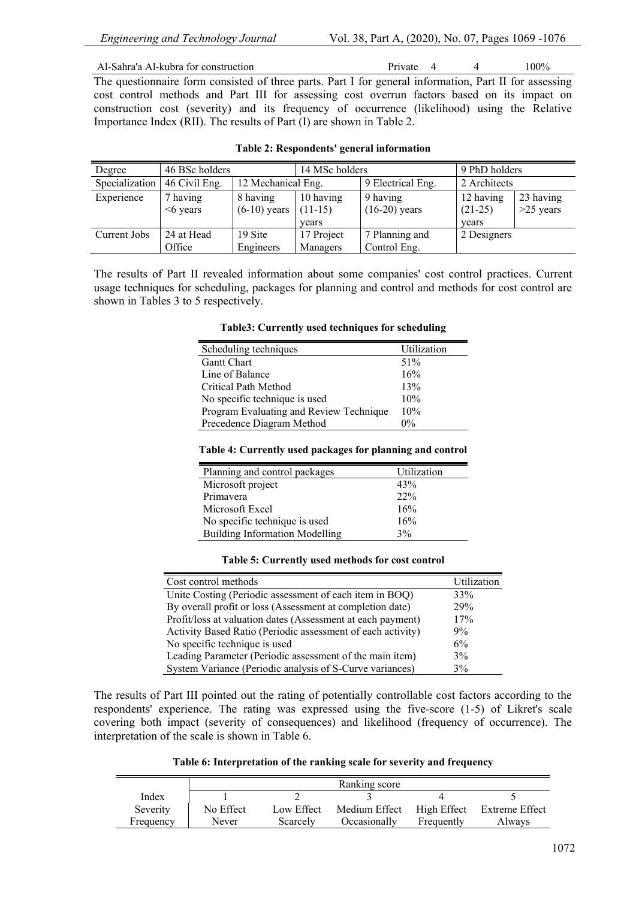| Al-Sahra'a Al-kubra for construction | Private | 4 | 4 | 100% |
|---|---|---|---|---|

The questionnaire form consisted of three parts. Part I for general information, Part II for assessing cost control methods and Part III for assessing cost overrun factors based on its impact on construction cost (severity) and its frequency of occurrence (likelihood) using the Relative Importance Index (RII). The results of Part (I) are shown in Table 2.

**Table 2: Respondents' general information**

| Degree | 46 BSc holders | | 14 MSc holders | | 9 PhD holders | |
|---|---|---|---|---|---|---|
| Specialization | 46 Civil Eng. | 12 Mechanical Eng. | | 9 Electrical Eng. | 2 Architects | |
| Experience | 7 having <6 years | 8 having (6-10) years | 10 having (11-15) years | 9 having (16-20) years | 12 having (21-25) years | 23 having >25 years |
| Current Jobs | 24 at Head Office | 19 Site Engineers | 17 Project Managers | 7 Planning and Control Eng. | 2 Designers | |

The results of Part II revealed information about some companies' cost control practices. Current usage techniques for scheduling, packages for planning and control and methods for cost control are shown in Tables 3 to 5 respectively.

**Table3: Currently used techniques for scheduling**

| Scheduling techniques | Utilization |
|---|---|
| Gantt Chart | 51% |
| Line of Balance | 16% |
| Critical Path Method | 13% |
| No specific technique is used | 10% |
| Program Evaluating and Review Technique | 10% |
| Precedence Diagram Method | 0% |

**Table 4: Currently used packages for planning and control**

| Planning and control packages | Utilization |
|---|---|
| Microsoft project | 43% |
| Primavera | 22% |
| Microsoft Excel | 16% |
| No specific technique is used | 16% |
| Building Information Modelling | 3% |

**Table 5: Currently used methods for cost control**

| Cost control methods | Utilization |
|---|---|
| Unite Costing (Periodic assessment of each item in BOQ) | 33% |
| By overall profit or loss (Assessment at completion date) | 29% |
| Profit/loss at valuation dates (Assessment at each payment) | 17% |
| Activity Based Ratio (Periodic assessment of each activity) | 9% |
| No specific technique is used | 6% |
| Leading Parameter (Periodic assessment of the main item) | 3% |
| System Variance (Periodic analysis of S-Curve variances) | 3% |

The results of Part III pointed out the rating of potentially controllable cost factors according to the respondents' experience. The rating was expressed using the five-score (1-5) of Likret's scale covering both impact (severity of consequences) and likelihood (frequency of occurrence). The interpretation of the scale is shown in Table 6.

**Table 6: Interpretation of the ranking scale for severity and frequency**

| | Ranking score | | | | |
|---|---|---|---|---|---|
| Index | 1 | 2 | 3 | 4 | 5 |
| Severity | No Effect | Low Effect | Medium Effect | High Effect | Extreme Effect |
| Frequency | Never | Scarcely | Occasionally | Frequently | Always |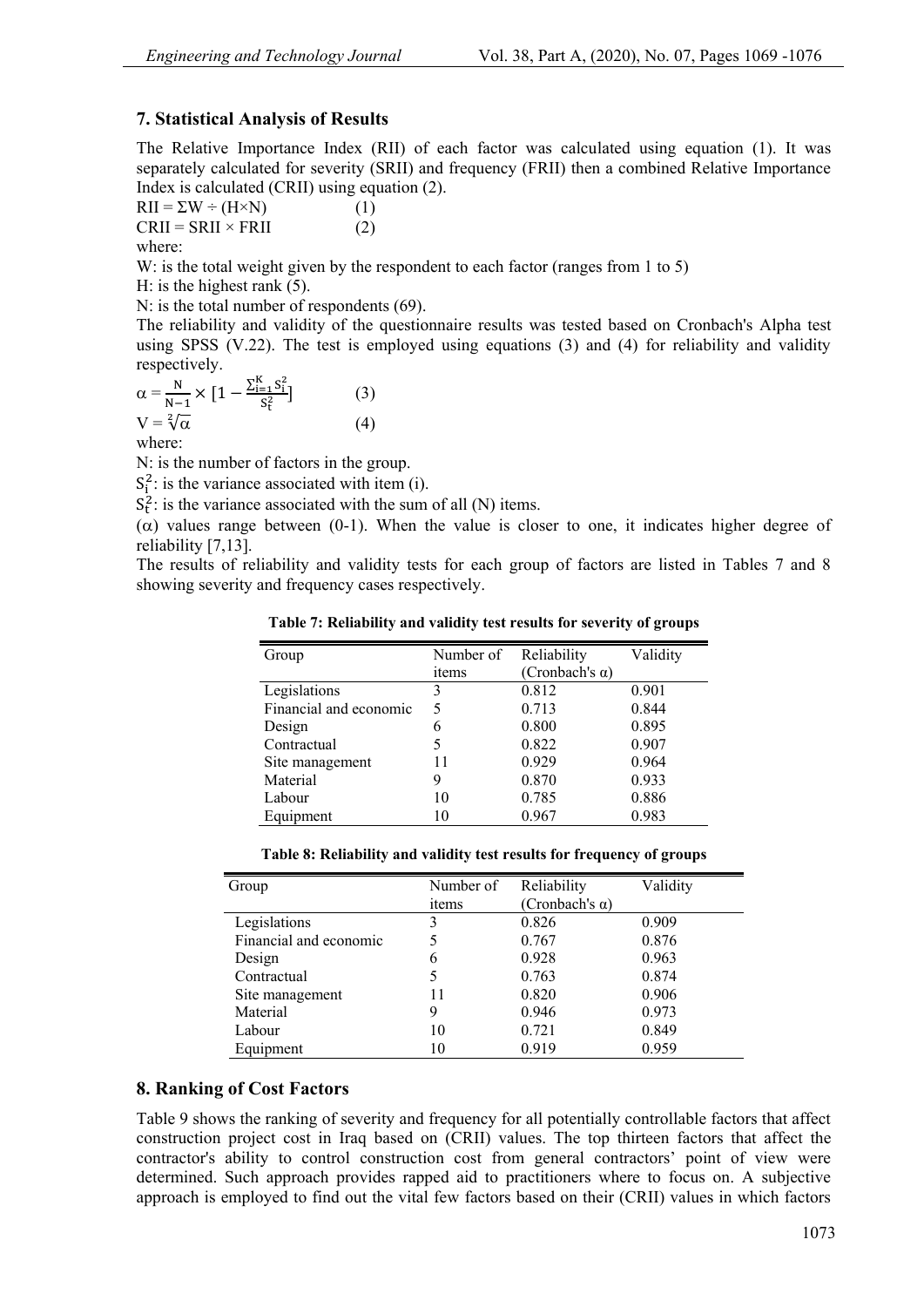## 7. Statistical Analysis of Results

The Relative Importance Index (RII) of each factor was calculated using equation (1). It was separately calculated for severity (SRII) and frequency (FRII) then a combined Relative Importance Index is calculated (CRII) using equation (2).

$$RII = \Sigma W \div (H \times N) \qquad (1)$$

$$CRII = SRII \times FRII \qquad (2)$$

where:

W: is the total weight given by the respondent to each factor (ranges from 1 to 5)

H: is the highest rank (5).

N: is the total number of respondents (69).

The reliability and validity of the questionnaire results was tested based on Cronbach's Alpha test using SPSS (V.22). The test is employed using equations (3) and (4) for reliability and validity respectively.

$$\alpha = \frac{N}{N-1} \times \left[1 - \frac{\sum_{i=1}^{K} S_i^2}{S_t^2}\right] \qquad (3)$$

$$V = \sqrt[2]{\alpha} \qquad (4)$$

where:

N: is the number of factors in the group.

$S_i^2$: is the variance associated with item (i).

$S_t^2$: is the variance associated with the sum of all (N) items.

($\alpha$) values range between (0-1). When the value is closer to one, it indicates higher degree of reliability [7,13].

The results of reliability and validity tests for each group of factors are listed in Tables 7 and 8 showing severity and frequency cases respectively.

**Table 7: Reliability and validity test results for severity of groups**

| Group | Number of items | Reliability (Cronbach's α) | Validity |
|---|---|---|---|
| Legislations | 3 | 0.812 | 0.901 |
| Financial and economic | 5 | 0.713 | 0.844 |
| Design | 6 | 0.800 | 0.895 |
| Contractual | 5 | 0.822 | 0.907 |
| Site management | 11 | 0.929 | 0.964 |
| Material | 9 | 0.870 | 0.933 |
| Labour | 10 | 0.785 | 0.886 |
| Equipment | 10 | 0.967 | 0.983 |

**Table 8: Reliability and validity test results for frequency of groups**

| Group | Number of items | Reliability (Cronbach's α) | Validity |
|---|---|---|---|
| Legislations | 3 | 0.826 | 0.909 |
| Financial and economic | 5 | 0.767 | 0.876 |
| Design | 6 | 0.928 | 0.963 |
| Contractual | 5 | 0.763 | 0.874 |
| Site management | 11 | 0.820 | 0.906 |
| Material | 9 | 0.946 | 0.973 |
| Labour | 10 | 0.721 | 0.849 |
| Equipment | 10 | 0.919 | 0.959 |

## 8. Ranking of Cost Factors

Table 9 shows the ranking of severity and frequency for all potentially controllable factors that affect construction project cost in Iraq based on (CRII) values. The top thirteen factors that affect the contractor's ability to control construction cost from general contractors' point of view were determined. Such approach provides rapped aid to practitioners where to focus on. A subjective approach is employed to find out the vital few factors based on their (CRII) values in which factors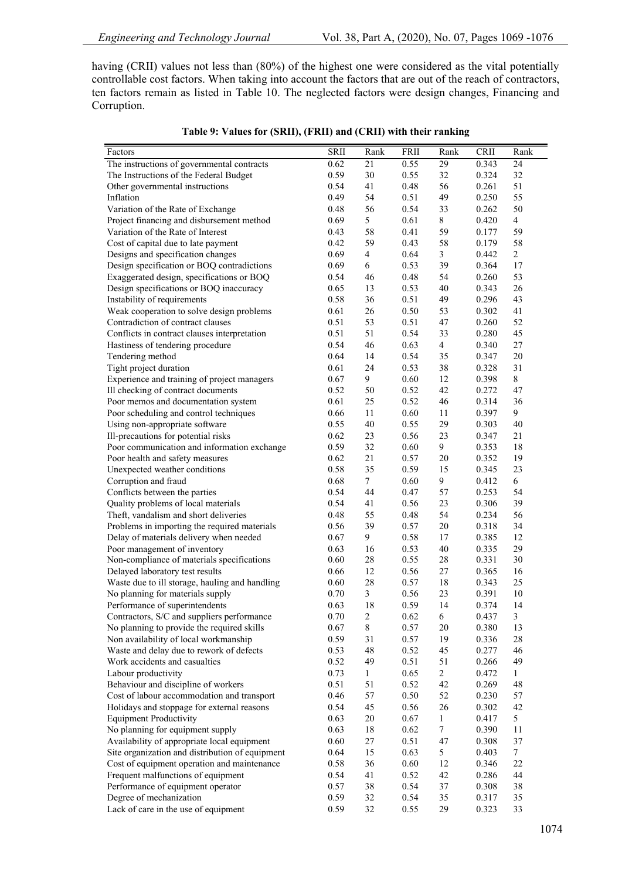having (CRII) values not less than (80%) of the highest one were considered as the vital potentially controllable cost factors. When taking into account the factors that are out of the reach of contractors, ten factors remain as listed in Table 10. The neglected factors were design changes, Financing and Corruption.

**Table 9: Values for (SRII), (FRII) and (CRII) with their ranking**

| Factors | SRII | Rank | FRII | Rank | CRII | Rank |
|---|---|---|---|---|---|---|
| The instructions of governmental contracts | 0.62 | 21 | 0.55 | 29 | 0.343 | 24 |
| The Instructions of the Federal Budget | 0.59 | 30 | 0.55 | 32 | 0.324 | 32 |
| Other governmental instructions | 0.54 | 41 | 0.48 | 56 | 0.261 | 51 |
| Inflation | 0.49 | 54 | 0.51 | 49 | 0.250 | 55 |
| Variation of the Rate of Exchange | 0.48 | 56 | 0.54 | 33 | 0.262 | 50 |
| Project financing and disbursement method | 0.69 | 5 | 0.61 | 8 | 0.420 | 4 |
| Variation of the Rate of Interest | 0.43 | 58 | 0.41 | 59 | 0.177 | 59 |
| Cost of capital due to late payment | 0.42 | 59 | 0.43 | 58 | 0.179 | 58 |
| Designs and specification changes | 0.69 | 4 | 0.64 | 3 | 0.442 | 2 |
| Design specification or BOQ contradictions | 0.69 | 6 | 0.53 | 39 | 0.364 | 17 |
| Exaggerated design, specifications or BOQ | 0.54 | 46 | 0.48 | 54 | 0.260 | 53 |
| Design specifications or BOQ inaccuracy | 0.65 | 13 | 0.53 | 40 | 0.343 | 26 |
| Instability of requirements | 0.58 | 36 | 0.51 | 49 | 0.296 | 43 |
| Weak cooperation to solve design problems | 0.61 | 26 | 0.50 | 53 | 0.302 | 41 |
| Contradiction of contract clauses | 0.51 | 53 | 0.51 | 47 | 0.260 | 52 |
| Conflicts in contract clauses interpretation | 0.51 | 51 | 0.54 | 33 | 0.280 | 45 |
| Hastiness of tendering procedure | 0.54 | 46 | 0.63 | 4 | 0.340 | 27 |
| Tendering method | 0.64 | 14 | 0.54 | 35 | 0.347 | 20 |
| Tight project duration | 0.61 | 24 | 0.53 | 38 | 0.328 | 31 |
| Experience and training of project managers | 0.67 | 9 | 0.60 | 12 | 0.398 | 8 |
| Ill checking of contract documents | 0.52 | 50 | 0.52 | 42 | 0.272 | 47 |
| Poor memos and documentation system | 0.61 | 25 | 0.52 | 46 | 0.314 | 36 |
| Poor scheduling and control techniques | 0.66 | 11 | 0.60 | 11 | 0.397 | 9 |
| Using non-appropriate software | 0.55 | 40 | 0.55 | 29 | 0.303 | 40 |
| Ill-precautions for potential risks | 0.62 | 23 | 0.56 | 23 | 0.347 | 21 |
| Poor communication and information exchange | 0.59 | 32 | 0.60 | 9 | 0.353 | 18 |
| Poor health and safety measures | 0.62 | 21 | 0.57 | 20 | 0.352 | 19 |
| Unexpected weather conditions | 0.58 | 35 | 0.59 | 15 | 0.345 | 23 |
| Corruption and fraud | 0.68 | 7 | 0.60 | 9 | 0.412 | 6 |
| Conflicts between the parties | 0.54 | 44 | 0.47 | 57 | 0.253 | 54 |
| Quality problems of local materials | 0.54 | 41 | 0.56 | 23 | 0.306 | 39 |
| Theft, vandalism and short deliveries | 0.48 | 55 | 0.48 | 54 | 0.234 | 56 |
| Problems in importing the required materials | 0.56 | 39 | 0.57 | 20 | 0.318 | 34 |
| Delay of materials delivery when needed | 0.67 | 9 | 0.58 | 17 | 0.385 | 12 |
| Poor management of inventory | 0.63 | 16 | 0.53 | 40 | 0.335 | 29 |
| Non-compliance of materials specifications | 0.60 | 28 | 0.55 | 28 | 0.331 | 30 |
| Delayed laboratory test results | 0.66 | 12 | 0.56 | 27 | 0.365 | 16 |
| Waste due to ill storage, hauling and handling | 0.60 | 28 | 0.57 | 18 | 0.343 | 25 |
| No planning for materials supply | 0.70 | 3 | 0.56 | 23 | 0.391 | 10 |
| Performance of superintendents | 0.63 | 18 | 0.59 | 14 | 0.374 | 14 |
| Contractors, S/C and suppliers performance | 0.70 | 2 | 0.62 | 6 | 0.437 | 3 |
| No planning to provide the required skills | 0.67 | 8 | 0.57 | 20 | 0.380 | 13 |
| Non availability of local workmanship | 0.59 | 31 | 0.57 | 19 | 0.336 | 28 |
| Waste and delay due to rework of defects | 0.53 | 48 | 0.52 | 45 | 0.277 | 46 |
| Work accidents and casualties | 0.52 | 49 | 0.51 | 51 | 0.266 | 49 |
| Labour productivity | 0.73 | 1 | 0.65 | 2 | 0.472 | 1 |
| Behaviour and discipline of workers | 0.51 | 51 | 0.52 | 42 | 0.269 | 48 |
| Cost of labour accommodation and transport | 0.46 | 57 | 0.50 | 52 | 0.230 | 57 |
| Holidays and stoppage for external reasons | 0.54 | 45 | 0.56 | 26 | 0.302 | 42 |
| Equipment Productivity | 0.63 | 20 | 0.67 | 1 | 0.417 | 5 |
| No planning for equipment supply | 0.63 | 18 | 0.62 | 7 | 0.390 | 11 |
| Availability of appropriate local equipment | 0.60 | 27 | 0.51 | 47 | 0.308 | 37 |
| Site organization and distribution of equipment | 0.64 | 15 | 0.63 | 5 | 0.403 | 7 |
| Cost of equipment operation and maintenance | 0.58 | 36 | 0.60 | 12 | 0.346 | 22 |
| Frequent malfunctions of equipment | 0.54 | 41 | 0.52 | 42 | 0.286 | 44 |
| Performance of equipment operator | 0.57 | 38 | 0.54 | 37 | 0.308 | 38 |
| Degree of mechanization | 0.59 | 32 | 0.54 | 35 | 0.317 | 35 |
| Lack of care in the use of equipment | 0.59 | 32 | 0.55 | 29 | 0.323 | 33 |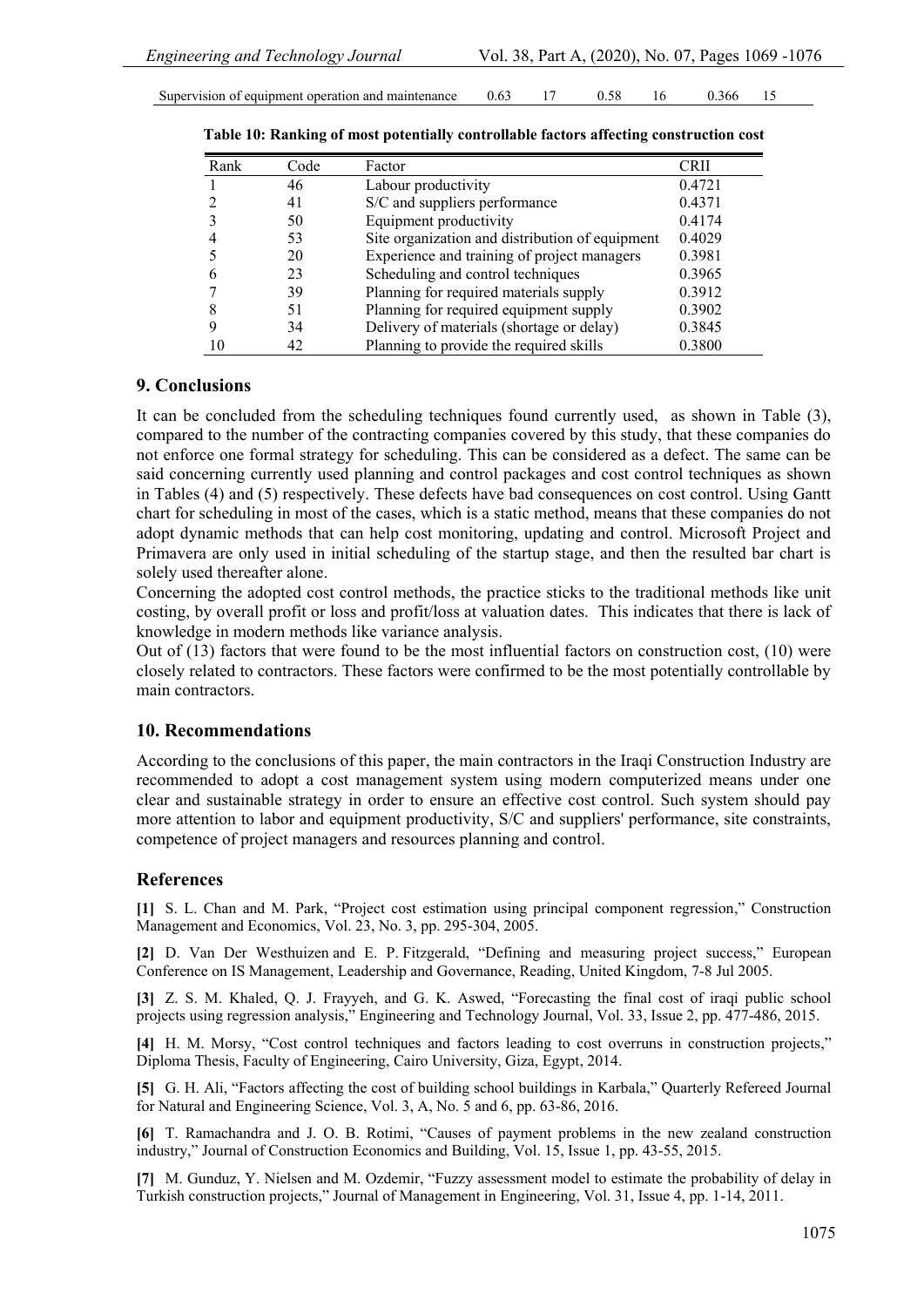| Supervision of equipment operation and maintenance | 0.63 | 17 | 0.58 | 16 | 0.366 | 15 |
|---|---|---|---|---|---|---|

**Table 10: Ranking of most potentially controllable factors affecting construction cost**

| Rank | Code | Factor | CRII |
|---|---|---|---|
| 1 | 46 | Labour productivity | 0.4721 |
| 2 | 41 | S/C and suppliers performance | 0.4371 |
| 3 | 50 | Equipment productivity | 0.4174 |
| 4 | 53 | Site organization and distribution of equipment | 0.4029 |
| 5 | 20 | Experience and training of project managers | 0.3981 |
| 6 | 23 | Scheduling and control techniques | 0.3965 |
| 7 | 39 | Planning for required materials supply | 0.3912 |
| 8 | 51 | Planning for required equipment supply | 0.3902 |
| 9 | 34 | Delivery of materials (shortage or delay) | 0.3845 |
| 10 | 42 | Planning to provide the required skills | 0.3800 |

## 9. Conclusions

It can be concluded from the scheduling techniques found currently used, as shown in Table (3), compared to the number of the contracting companies covered by this study, that these companies do not enforce one formal strategy for scheduling. This can be considered as a defect. The same can be said concerning currently used planning and control packages and cost control techniques as shown in Tables (4) and (5) respectively. These defects have bad consequences on cost control. Using Gantt chart for scheduling in most of the cases, which is a static method, means that these companies do not adopt dynamic methods that can help cost monitoring, updating and control. Microsoft Project and Primavera are only used in initial scheduling of the startup stage, and then the resulted bar chart is solely used thereafter alone.

Concerning the adopted cost control methods, the practice sticks to the traditional methods like unit costing, by overall profit or loss and profit/loss at valuation dates. This indicates that there is lack of knowledge in modern methods like variance analysis.

Out of (13) factors that were found to be the most influential factors on construction cost, (10) were closely related to contractors. These factors were confirmed to be the most potentially controllable by main contractors.

## 10. Recommendations

According to the conclusions of this paper, the main contractors in the Iraqi Construction Industry are recommended to adopt a cost management system using modern computerized means under one clear and sustainable strategy in order to ensure an effective cost control. Such system should pay more attention to labor and equipment productivity, S/C and suppliers' performance, site constraints, competence of project managers and resources planning and control.

## References

**[1]** S. L. Chan and M. Park, "Project cost estimation using principal component regression," Construction Management and Economics, Vol. 23, No. 3, pp. 295-304, 2005.

**[2]** D. Van Der Westhuizen and E. P. Fitzgerald, "Defining and measuring project success," European Conference on IS Management, Leadership and Governance, Reading, United Kingdom, 7-8 Jul 2005.

**[3]** Z. S. M. Khaled, Q. J. Frayyeh, and G. K. Aswed, "Forecasting the final cost of iraqi public school projects using regression analysis," Engineering and Technology Journal, Vol. 33, Issue 2, pp. 477-486, 2015.

**[4]** H. M. Morsy, "Cost control techniques and factors leading to cost overruns in construction projects," Diploma Thesis, Faculty of Engineering, Cairo University, Giza, Egypt, 2014.

**[5]** G. H. Ali, "Factors affecting the cost of building school buildings in Karbala," Quarterly Refereed Journal for Natural and Engineering Science, Vol. 3, A, No. 5 and 6, pp. 63-86, 2016.

**[6]** T. Ramachandra and J. O. B. Rotimi, "Causes of payment problems in the new zealand construction industry," Journal of Construction Economics and Building, Vol. 15, Issue 1, pp. 43-55, 2015.

**[7]** M. Gunduz, Y. Nielsen and M. Ozdemir, "Fuzzy assessment model to estimate the probability of delay in Turkish construction projects," Journal of Management in Engineering, Vol. 31, Issue 4, pp. 1-14, 2011.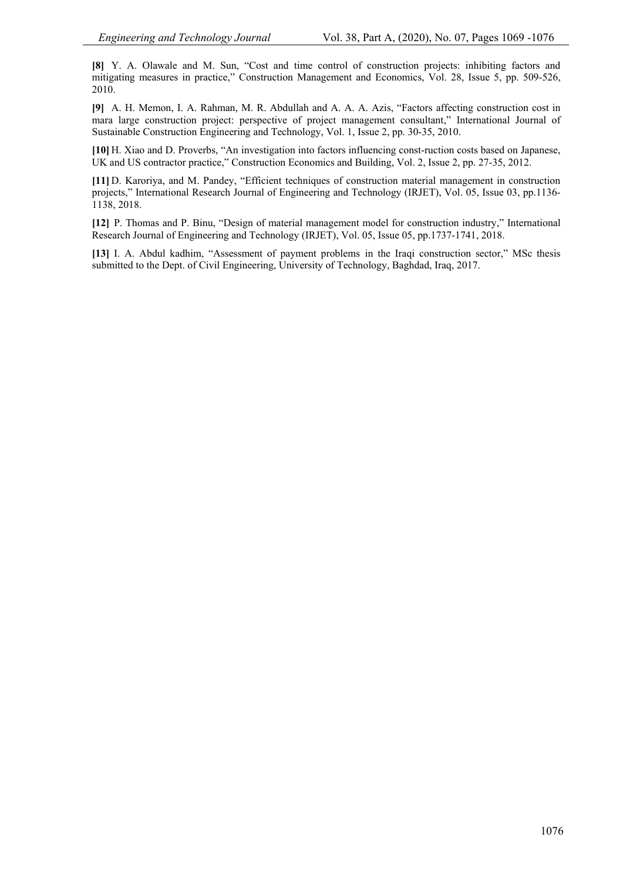**[8]** Y. A. Olawale and M. Sun, "Cost and time control of construction projects: inhibiting factors and mitigating measures in practice," Construction Management and Economics, Vol. 28, Issue 5, pp. 509-526, 2010.

**[9]** A. H. Memon, I. A. Rahman, M. R. Abdullah and A. A. A. Azis, "Factors affecting construction cost in mara large construction project: perspective of project management consultant," International Journal of Sustainable Construction Engineering and Technology, Vol. 1, Issue 2, pp. 30-35, 2010.

**[10]** H. Xiao and D. Proverbs, "An investigation into factors influencing const-ruction costs based on Japanese, UK and US contractor practice," Construction Economics and Building, Vol. 2, Issue 2, pp. 27-35, 2012.

**[11]** D. Karoriya, and M. Pandey, "Efficient techniques of construction material management in construction projects," International Research Journal of Engineering and Technology (IRJET), Vol. 05, Issue 03, pp.1136-1138, 2018.

**[12]** P. Thomas and P. Binu, "Design of material management model for construction industry," International Research Journal of Engineering and Technology (IRJET), Vol. 05, Issue 05, pp.1737-1741, 2018.

**[13]** I. A. Abdul kadhim, "Assessment of payment problems in the Iraqi construction sector," MSc thesis submitted to the Dept. of Civil Engineering, University of Technology, Baghdad, Iraq, 2017.